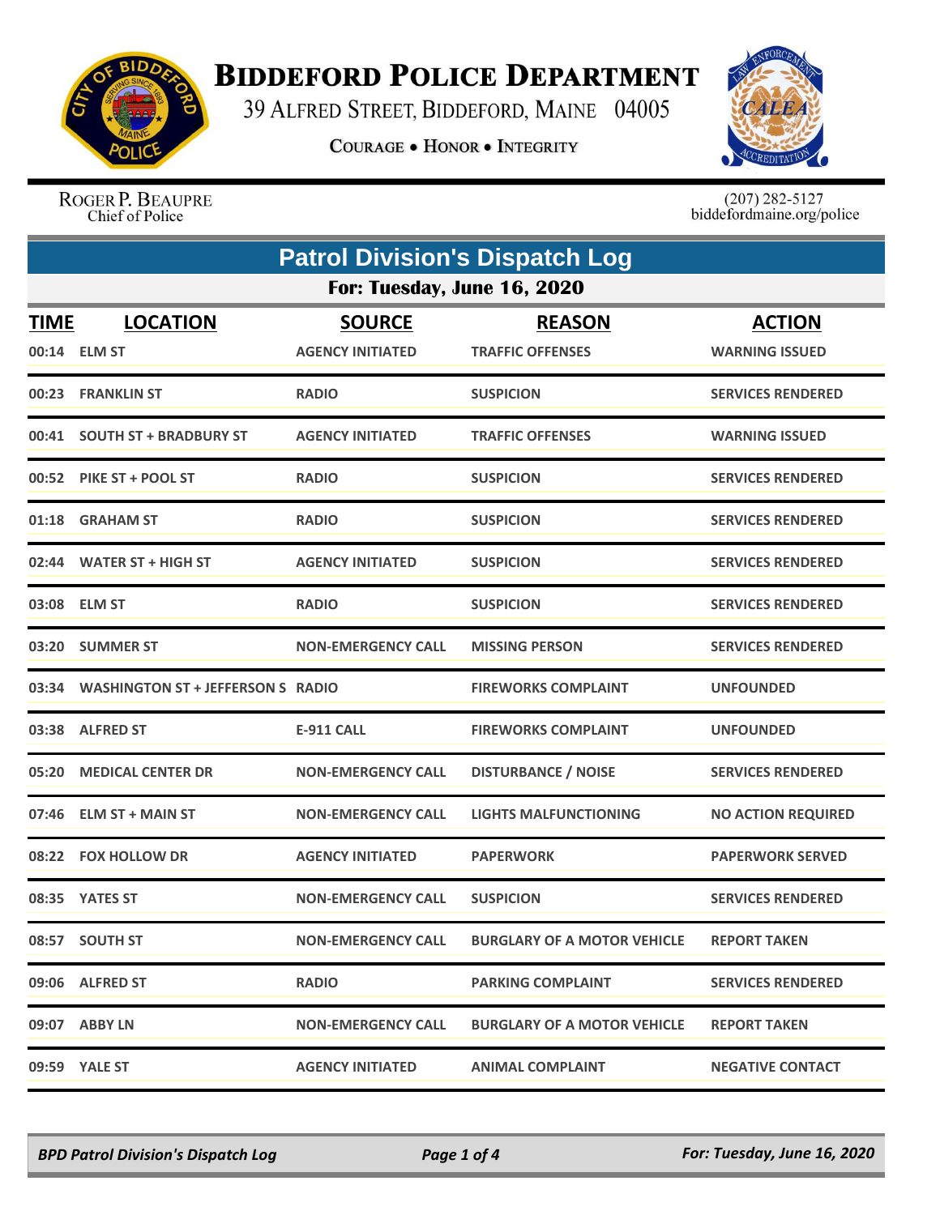# BIDDEFORD POLICE DEPARTMENT

39 ALFRED STREET, BIDDEFORD, MAINE 04005

COURAGE • HONOR • INTEGRITY

ROGER P. BEAUPRE
Chief of Police

(207) 282-5127
biddefordmaine.org/police

## Patrol Division's Dispatch Log

### For: Tuesday, June 16, 2020

| TIME | LOCATION | SOURCE | REASON | ACTION |
|---|---|---|---|---|
| 00:14 | ELM ST | AGENCY INITIATED | TRAFFIC OFFENSES | WARNING ISSUED |
| 00:23 | FRANKLIN ST | RADIO | SUSPICION | SERVICES RENDERED |
| 00:41 | SOUTH ST + BRADBURY ST | AGENCY INITIATED | TRAFFIC OFFENSES | WARNING ISSUED |
| 00:52 | PIKE ST + POOL ST | RADIO | SUSPICION | SERVICES RENDERED |
| 01:18 | GRAHAM ST | RADIO | SUSPICION | SERVICES RENDERED |
| 02:44 | WATER ST + HIGH ST | AGENCY INITIATED | SUSPICION | SERVICES RENDERED |
| 03:08 | ELM ST | RADIO | SUSPICION | SERVICES RENDERED |
| 03:20 | SUMMER ST | NON-EMERGENCY CALL | MISSING PERSON | SERVICES RENDERED |
| 03:34 | WASHINGTON ST + JEFFERSON S | RADIO | FIREWORKS COMPLAINT | UNFOUNDED |
| 03:38 | ALFRED ST | E-911 CALL | FIREWORKS COMPLAINT | UNFOUNDED |
| 05:20 | MEDICAL CENTER DR | NON-EMERGENCY CALL | DISTURBANCE / NOISE | SERVICES RENDERED |
| 07:46 | ELM ST + MAIN ST | NON-EMERGENCY CALL | LIGHTS MALFUNCTIONING | NO ACTION REQUIRED |
| 08:22 | FOX HOLLOW DR | AGENCY INITIATED | PAPERWORK | PAPERWORK SERVED |
| 08:35 | YATES ST | NON-EMERGENCY CALL | SUSPICION | SERVICES RENDERED |
| 08:57 | SOUTH ST | NON-EMERGENCY CALL | BURGLARY OF A MOTOR VEHICLE | REPORT TAKEN |
| 09:06 | ALFRED ST | RADIO | PARKING COMPLAINT | SERVICES RENDERED |
| 09:07 | ABBY LN | NON-EMERGENCY CALL | BURGLARY OF A MOTOR VEHICLE | REPORT TAKEN |
| 09:59 | YALE ST | AGENCY INITIATED | ANIMAL COMPLAINT | NEGATIVE CONTACT |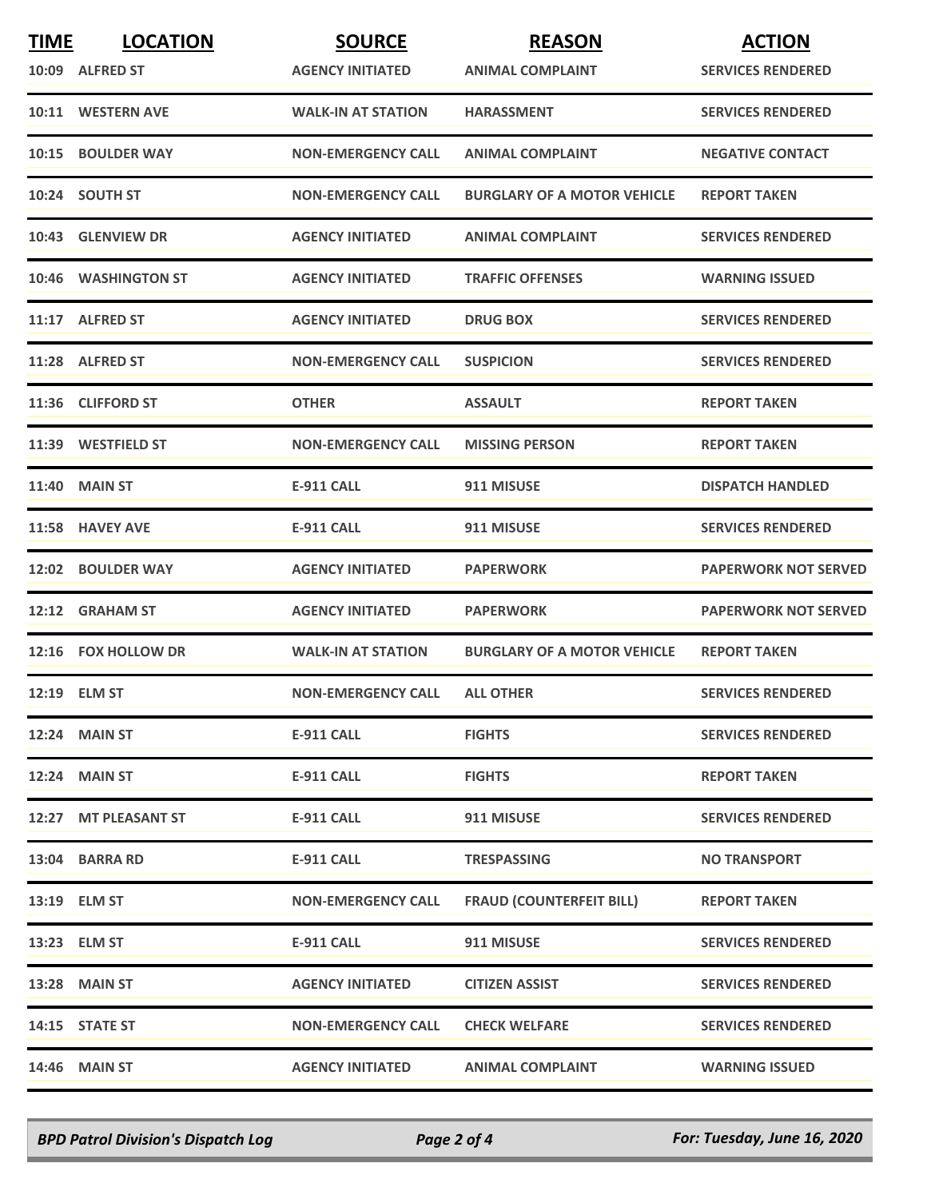| TIME | LOCATION | SOURCE | REASON | ACTION |
|---|---|---|---|---|
| 10:09 | ALFRED ST | AGENCY INITIATED | ANIMAL COMPLAINT | SERVICES RENDERED |
| 10:11 | WESTERN AVE | WALK-IN AT STATION | HARASSMENT | SERVICES RENDERED |
| 10:15 | BOULDER WAY | NON-EMERGENCY CALL | ANIMAL COMPLAINT | NEGATIVE CONTACT |
| 10:24 | SOUTH ST | NON-EMERGENCY CALL | BURGLARY OF A MOTOR VEHICLE | REPORT TAKEN |
| 10:43 | GLENVIEW DR | AGENCY INITIATED | ANIMAL COMPLAINT | SERVICES RENDERED |
| 10:46 | WASHINGTON ST | AGENCY INITIATED | TRAFFIC OFFENSES | WARNING ISSUED |
| 11:17 | ALFRED ST | AGENCY INITIATED | DRUG BOX | SERVICES RENDERED |
| 11:28 | ALFRED ST | NON-EMERGENCY CALL | SUSPICION | SERVICES RENDERED |
| 11:36 | CLIFFORD ST | OTHER | ASSAULT | REPORT TAKEN |
| 11:39 | WESTFIELD ST | NON-EMERGENCY CALL | MISSING PERSON | REPORT TAKEN |
| 11:40 | MAIN ST | E-911 CALL | 911 MISUSE | DISPATCH HANDLED |
| 11:58 | HAVEY AVE | E-911 CALL | 911 MISUSE | SERVICES RENDERED |
| 12:02 | BOULDER WAY | AGENCY INITIATED | PAPERWORK | PAPERWORK NOT SERVED |
| 12:12 | GRAHAM ST | AGENCY INITIATED | PAPERWORK | PAPERWORK NOT SERVED |
| 12:16 | FOX HOLLOW DR | WALK-IN AT STATION | BURGLARY OF A MOTOR VEHICLE | REPORT TAKEN |
| 12:19 | ELM ST | NON-EMERGENCY CALL | ALL OTHER | SERVICES RENDERED |
| 12:24 | MAIN ST | E-911 CALL | FIGHTS | SERVICES RENDERED |
| 12:24 | MAIN ST | E-911 CALL | FIGHTS | REPORT TAKEN |
| 12:27 | MT PLEASANT ST | E-911 CALL | 911 MISUSE | SERVICES RENDERED |
| 13:04 | BARRA RD | E-911 CALL | TRESPASSING | NO TRANSPORT |
| 13:19 | ELM ST | NON-EMERGENCY CALL | FRAUD (COUNTERFEIT BILL) | REPORT TAKEN |
| 13:23 | ELM ST | E-911 CALL | 911 MISUSE | SERVICES RENDERED |
| 13:28 | MAIN ST | AGENCY INITIATED | CITIZEN ASSIST | SERVICES RENDERED |
| 14:15 | STATE ST | NON-EMERGENCY CALL | CHECK WELFARE | SERVICES RENDERED |
| 14:46 | MAIN ST | AGENCY INITIATED | ANIMAL COMPLAINT | WARNING ISSUED |

*BPD Patrol Division's Dispatch Log* — *For: Tuesday, June 16, 2020*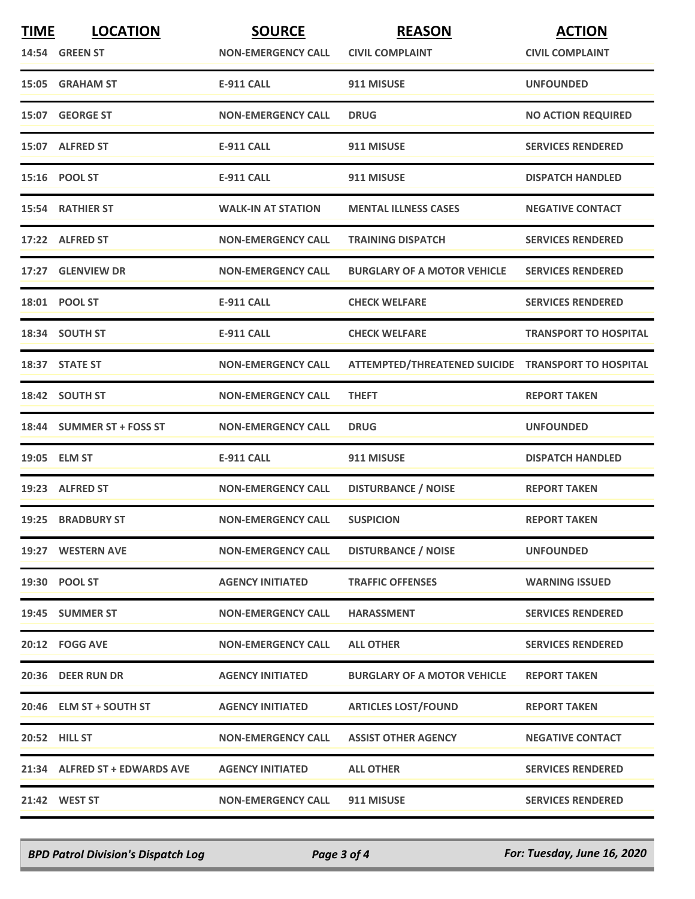| TIME | LOCATION | SOURCE | REASON | ACTION |
|---|---|---|---|---|
| 14:54 | GREEN ST | NON-EMERGENCY CALL | CIVIL COMPLAINT | CIVIL COMPLAINT |
| 15:05 | GRAHAM ST | E-911 CALL | 911 MISUSE | UNFOUNDED |
| 15:07 | GEORGE ST | NON-EMERGENCY CALL | DRUG | NO ACTION REQUIRED |
| 15:07 | ALFRED ST | E-911 CALL | 911 MISUSE | SERVICES RENDERED |
| 15:16 | POOL ST | E-911 CALL | 911 MISUSE | DISPATCH HANDLED |
| 15:54 | RATHIER ST | WALK-IN AT STATION | MENTAL ILLNESS CASES | NEGATIVE CONTACT |
| 17:22 | ALFRED ST | NON-EMERGENCY CALL | TRAINING DISPATCH | SERVICES RENDERED |
| 17:27 | GLENVIEW DR | NON-EMERGENCY CALL | BURGLARY OF A MOTOR VEHICLE | SERVICES RENDERED |
| 18:01 | POOL ST | E-911 CALL | CHECK WELFARE | SERVICES RENDERED |
| 18:34 | SOUTH ST | E-911 CALL | CHECK WELFARE | TRANSPORT TO HOSPITAL |
| 18:37 | STATE ST | NON-EMERGENCY CALL | ATTEMPTED/THREATENED SUICIDE | TRANSPORT TO HOSPITAL |
| 18:42 | SOUTH ST | NON-EMERGENCY CALL | THEFT | REPORT TAKEN |
| 18:44 | SUMMER ST + FOSS ST | NON-EMERGENCY CALL | DRUG | UNFOUNDED |
| 19:05 | ELM ST | E-911 CALL | 911 MISUSE | DISPATCH HANDLED |
| 19:23 | ALFRED ST | NON-EMERGENCY CALL | DISTURBANCE / NOISE | REPORT TAKEN |
| 19:25 | BRADBURY ST | NON-EMERGENCY CALL | SUSPICION | REPORT TAKEN |
| 19:27 | WESTERN AVE | NON-EMERGENCY CALL | DISTURBANCE / NOISE | UNFOUNDED |
| 19:30 | POOL ST | AGENCY INITIATED | TRAFFIC OFFENSES | WARNING ISSUED |
| 19:45 | SUMMER ST | NON-EMERGENCY CALL | HARASSMENT | SERVICES RENDERED |
| 20:12 | FOGG AVE | NON-EMERGENCY CALL | ALL OTHER | SERVICES RENDERED |
| 20:36 | DEER RUN DR | AGENCY INITIATED | BURGLARY OF A MOTOR VEHICLE | REPORT TAKEN |
| 20:46 | ELM ST + SOUTH ST | AGENCY INITIATED | ARTICLES LOST/FOUND | REPORT TAKEN |
| 20:52 | HILL ST | NON-EMERGENCY CALL | ASSIST OTHER AGENCY | NEGATIVE CONTACT |
| 21:34 | ALFRED ST + EDWARDS AVE | AGENCY INITIATED | ALL OTHER | SERVICES RENDERED |
| 21:42 | WEST ST | NON-EMERGENCY CALL | 911 MISUSE | SERVICES RENDERED |

*BPD Patrol Division's Dispatch Log* *For: Tuesday, June 16, 2020*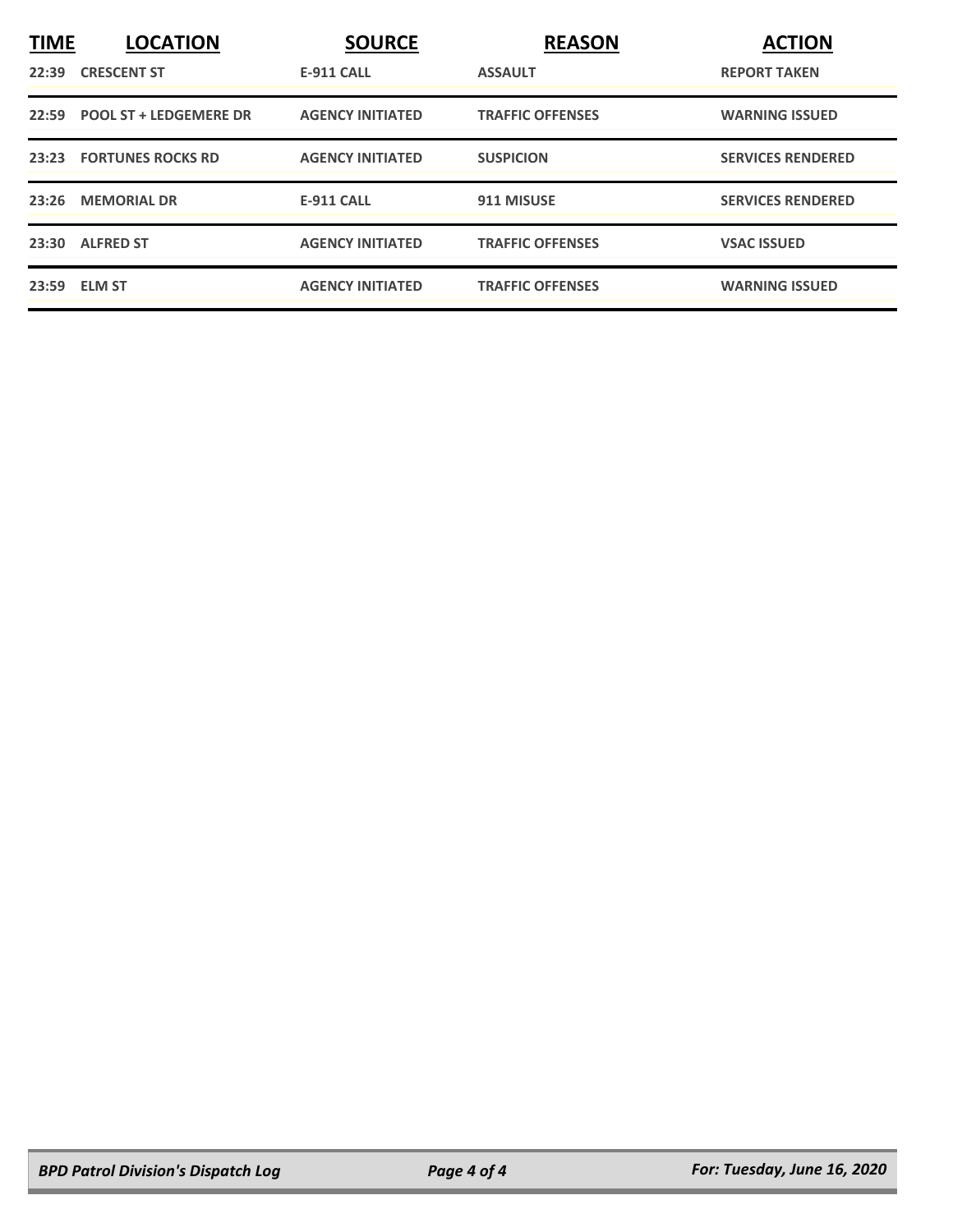| TIME | LOCATION | SOURCE | REASON | ACTION |
|---|---|---|---|---|
| 22:39 | CRESCENT ST | E-911 CALL | ASSAULT | REPORT TAKEN |
| 22:59 | POOL ST + LEDGEMERE DR | AGENCY INITIATED | TRAFFIC OFFENSES | WARNING ISSUED |
| 23:23 | FORTUNES ROCKS RD | AGENCY INITIATED | SUSPICION | SERVICES RENDERED |
| 23:26 | MEMORIAL DR | E-911 CALL | 911 MISUSE | SERVICES RENDERED |
| 23:30 | ALFRED ST | AGENCY INITIATED | TRAFFIC OFFENSES | VSAC ISSUED |
| 23:59 | ELM ST | AGENCY INITIATED | TRAFFIC OFFENSES | WARNING ISSUED |